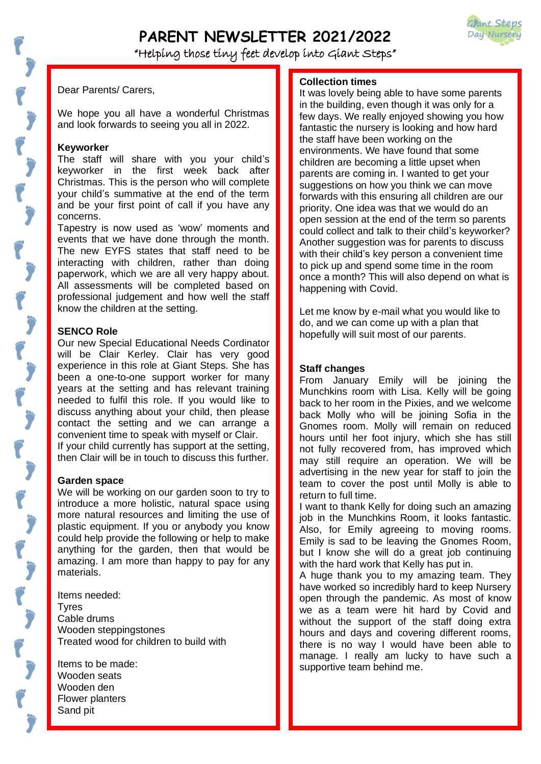# PARENT NEWSLETTER 2021/2022

"Helping those tiny feet develop into Giant Steps"

Giant Steps Day Nursery

Dear Parents/ Carers,

We hope you all have a wonderful Christmas and look forwards to seeing you all in 2022.

**Keyworker**

The staff will share with you your child's keyworker in the first week back after Christmas. This is the person who will complete your child's summative at the end of the term and be your first point of call if you have any concerns.

Tapestry is now used as 'wow' moments and events that we have done through the month. The new EYFS states that staff need to be interacting with children, rather than doing paperwork, which we are all very happy about. All assessments will be completed based on professional judgement and how well the staff know the children at the setting.

**SENCO Role**

Our new Special Educational Needs Cordinator will be Clair Kerley. Clair has very good experience in this role at Giant Steps. She has been a one-to-one support worker for many years at the setting and has relevant training needed to fulfil this role. If you would like to discuss anything about your child, then please contact the setting and we can arrange a convenient time to speak with myself or Clair.

If your child currently has support at the setting, then Clair will be in touch to discuss this further.

**Garden space**

We will be working on our garden soon to try to introduce a more holistic, natural space using more natural resources and limiting the use of plastic equipment. If you or anybody you know could help provide the following or help to make anything for the garden, then that would be amazing. I am more than happy to pay for any materials.

Items needed:
Tyres
Cable drums
Wooden steppingstones
Treated wood for children to build with

Items to be made:
Wooden seats
Wooden den
Flower planters
Sand pit

**Collection times**

It was lovely being able to have some parents in the building, even though it was only for a few days. We really enjoyed showing you how fantastic the nursery is looking and how hard the staff have been working on the environments. We have found that some children are becoming a little upset when parents are coming in. I wanted to get your suggestions on how you think we can move forwards with this ensuring all children are our priority. One idea was that we would do an open session at the end of the term so parents could collect and talk to their child's keyworker? Another suggestion was for parents to discuss with their child's key person a convenient time to pick up and spend some time in the room once a month? This will also depend on what is happening with Covid.

Let me know by e-mail what you would like to do, and we can come up with a plan that hopefully will suit most of our parents.

**Staff changes**

From January Emily will be joining the Munchkins room with Lisa. Kelly will be going back to her room in the Pixies, and we welcome back Molly who will be joining Sofia in the Gnomes room. Molly will remain on reduced hours until her foot injury, which she has still not fully recovered from, has improved which may still require an operation. We will be advertising in the new year for staff to join the team to cover the post until Molly is able to return to full time.

I want to thank Kelly for doing such an amazing job in the Munchkins Room, it looks fantastic. Also, for Emily agreeing to moving rooms. Emily is sad to be leaving the Gnomes Room, but I know she will do a great job continuing with the hard work that Kelly has put in.

A huge thank you to my amazing team. They have worked so incredibly hard to keep Nursery open through the pandemic. As most of know we as a team were hit hard by Covid and without the support of the staff doing extra hours and days and covering different rooms, there is no way I would have been able to manage. I really am lucky to have such a supportive team behind me.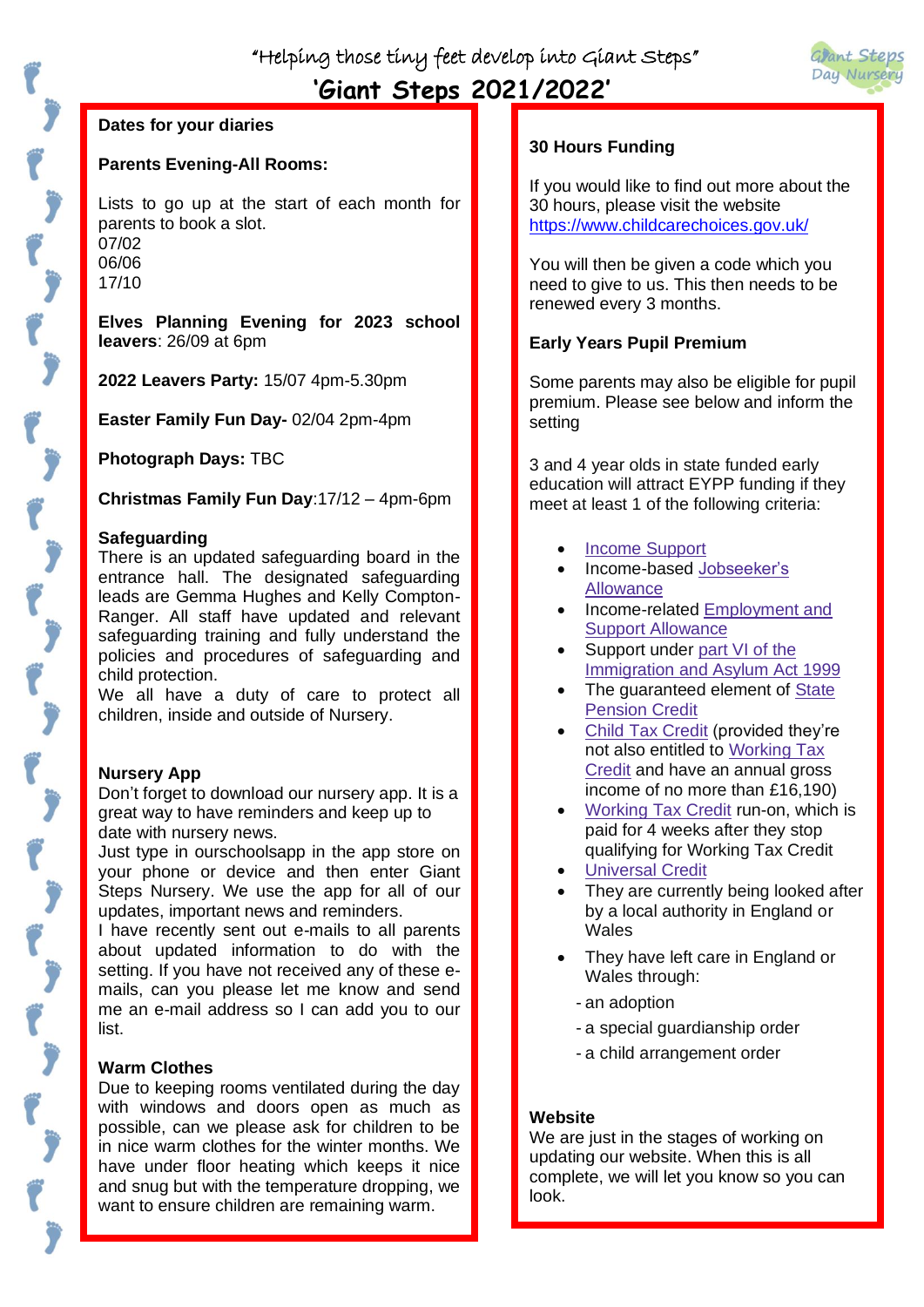"Helping those tiny feet develop into Giant Steps"

# 'Giant Steps 2021/2022'

**Dates for your diaries**

**Parents Evening-All Rooms:**

Lists to go up at the start of each month for parents to book a slot.
07/02
06/06
17/10

**Elves Planning Evening for 2023 school leavers**: 26/09 at 6pm

**2022 Leavers Party:** 15/07 4pm-5.30pm

**Easter Family Fun Day-** 02/04 2pm-4pm

**Photograph Days:** TBC

**Christmas Family Fun Day**:17/12 – 4pm-6pm

**Safeguarding**

There is an updated safeguarding board in the entrance hall. The designated safeguarding leads are Gemma Hughes and Kelly Compton-Ranger. All staff have updated and relevant safeguarding training and fully understand the policies and procedures of safeguarding and child protection.
We all have a duty of care to protect all children, inside and outside of Nursery.

**Nursery App**

Don't forget to download our nursery app. It is a great way to have reminders and keep up to date with nursery news.
Just type in ourschoolsapp in the app store on your phone or device and then enter Giant Steps Nursery. We use the app for all of our updates, important news and reminders.
I have recently sent out e-mails to all parents about updated information to do with the setting. If you have not received any of these e-mails, can you please let me know and send me an e-mail address so I can add you to our list.

**Warm Clothes**

Due to keeping rooms ventilated during the day with windows and doors open as much as possible, can we please ask for children to be in nice warm clothes for the winter months. We have under floor heating which keeps it nice and snug but with the temperature dropping, we want to ensure children are remaining warm.

**30 Hours Funding**

If you would like to find out more about the 30 hours, please visit the website https://www.childcarechoices.gov.uk/

You will then be given a code which you need to give to us. This then needs to be renewed every 3 months.

**Early Years Pupil Premium**

Some parents may also be eligible for pupil premium. Please see below and inform the setting

3 and 4 year olds in state funded early education will attract EYPP funding if they meet at least 1 of the following criteria:

- Income Support
- Income-based Jobseeker's Allowance
- Income-related Employment and Support Allowance
- Support under part VI of the Immigration and Asylum Act 1999
- The guaranteed element of State Pension Credit
- Child Tax Credit (provided they're not also entitled to Working Tax Credit and have an annual gross income of no more than £16,190)
- Working Tax Credit run-on, which is paid for 4 weeks after they stop qualifying for Working Tax Credit
- Universal Credit
- They are currently being looked after by a local authority in England or Wales
- They have left care in England or Wales through:
  - an adoption
  - a special guardianship order
  - a child arrangement order

**Website**

We are just in the stages of working on updating our website. When this is all complete, we will let you know so you can look.